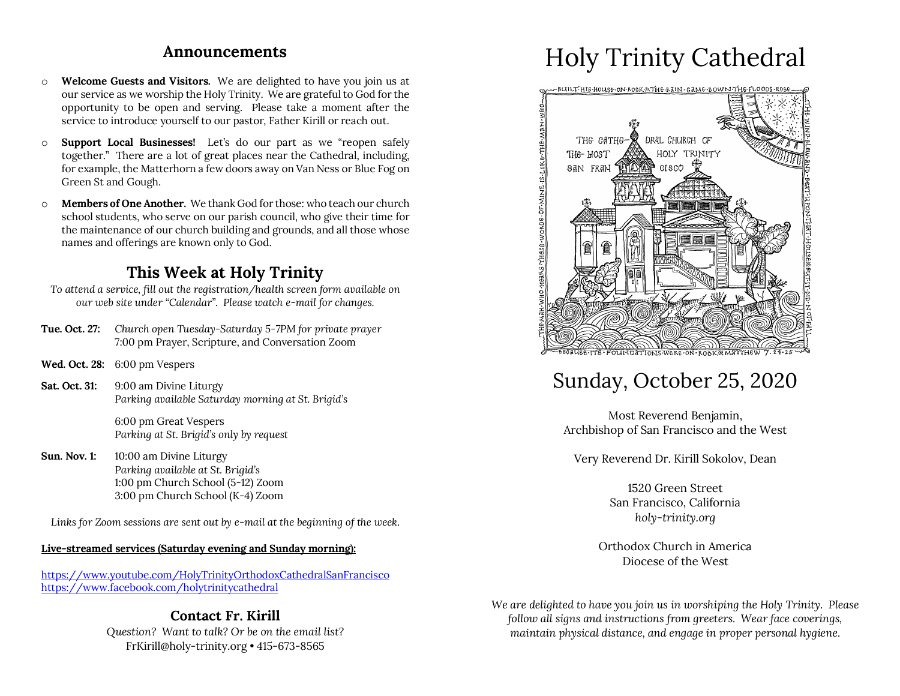## Announcements

- **Welcome Guests and Visitors.** We are delighted to have you join us at our service as we worship the Holy Trinity. We are grateful to God for the opportunity to be open and serving. Please take a moment after the service to introduce yourself to our pastor, Father Kirill or reach out.
- **Support Local Businesses!** Let's do our part as we "reopen safely together." There are a lot of great places near the Cathedral, including, for example, the Matterhorn a few doors away on Van Ness or Blue Fog on Green St and Gough.
- **Members of One Another.** We thank God for those: who teach our church school students, who serve on our parish council, who give their time for the maintenance of our church building and grounds, and all those whose names and offerings are known only to God.

## This Week at Holy Trinity

*To attend a service, fill out the registration/health screen form available on our web site under "Calendar". Please watch e-mail for changes.*

**Tue. Oct. 27:** *Church open Tuesday-Saturday 5-7PM for private prayer*
7:00 pm Prayer, Scripture, and Conversation Zoom

**Wed. Oct. 28:** 6:00 pm Vespers

**Sat. Oct. 31:** 9:00 am Divine Liturgy
*Parking available Saturday morning at St. Brigid's*

6:00 pm Great Vespers
*Parking at St. Brigid's only by request*

**Sun. Nov. 1:** 10:00 am Divine Liturgy
*Parking available at St. Brigid's*
1:00 pm Church School (5-12) Zoom
3:00 pm Church School (K-4) Zoom

*Links for Zoom sessions are sent out by e-mail at the beginning of the week.*

**Live-streamed services (Saturday evening and Sunday morning):**

https://www.youtube.com/HolyTrinityOrthodoxCathedralSanFrancisco
https://www.facebook.com/holytrinitycathedral

### Contact Fr. Kirill

*Question? Want to talk? Or be on the email list?*
FrKirill@holy-trinity.org • 415-673-8565

# Holy Trinity Cathedral

BUILT HIS HOUSE ON ROCK ✕ THE RAIN CAME DOWN THE FLOODS ROSE THE WIND BLEW AND BEAT UPON THAT HOUSE ✕ BUT IT DID NOT FALL BECAUSE ITS FOUNDATIONS WERE ON ROCK ✕ MATTHEW 7.24-25 THE MAN WHO HEARS THESE WORDS OF MINE IS LIKE THE MAN WHO

THE CATHEDRAL CHURCH OF THE MOST HOLY TRINITY SAN FRANCISCO

## Sunday, October 25, 2020

Most Reverend Benjamin,
Archbishop of San Francisco and the West

Very Reverend Dr. Kirill Sokolov, Dean

1520 Green Street
San Francisco, California
*holy-trinity.org*

Orthodox Church in America
Diocese of the West

*We are delighted to have you join us in worshiping the Holy Trinity. Please follow all signs and instructions from greeters. Wear face coverings, maintain physical distance, and engage in proper personal hygiene.*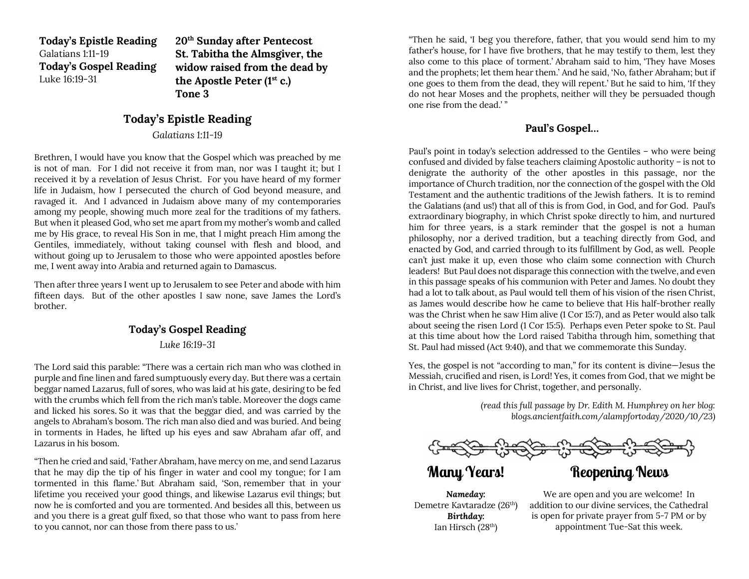**Today's Epistle Reading**
Galatians 1:11-19
**Today's Gospel Reading**
Luke 16:19-31

**20th Sunday after Pentecost**
**St. Tabitha the Almsgiver, the widow raised from the dead by the Apostle Peter (1st c.)**
**Tone 3**

## Today's Epistle Reading

*Galatians 1:11-19*

Brethren, I would have you know that the Gospel which was preached by me is not of man. For I did not receive it from man, nor was I taught it; but I received it by a revelation of Jesus Christ. For you have heard of my former life in Judaism, how I persecuted the church of God beyond measure, and ravaged it. And I advanced in Judaism above many of my contemporaries among my people, showing much more zeal for the traditions of my fathers. But when it pleased God, who set me apart from my mother's womb and called me by His grace, to reveal His Son in me, that I might preach Him among the Gentiles, immediately, without taking counsel with flesh and blood, and without going up to Jerusalem to those who were appointed apostles before me, I went away into Arabia and returned again to Damascus.

Then after three years I went up to Jerusalem to see Peter and abode with him fifteen days. But of the other apostles I saw none, save James the Lord's brother.

## Today's Gospel Reading

*Luke 16:19-31*

The Lord said this parable: "There was a certain rich man who was clothed in purple and fine linen and fared sumptuously every day. But there was a certain beggar named Lazarus, full of sores, who was laid at his gate, desiring to be fed with the crumbs which fell from the rich man's table. Moreover the dogs came and licked his sores. So it was that the beggar died, and was carried by the angels to Abraham's bosom. The rich man also died and was buried. And being in torments in Hades, he lifted up his eyes and saw Abraham afar off, and Lazarus in his bosom.

"Then he cried and said, 'Father Abraham, have mercy on me, and send Lazarus that he may dip the tip of his finger in water and cool my tongue; for I am tormented in this flame.' But Abraham said, 'Son, remember that in your lifetime you received your good things, and likewise Lazarus evil things; but now he is comforted and you are tormented. And besides all this, between us and you there is a great gulf fixed, so that those who want to pass from here to you cannot, nor can those from there pass to us.'

"Then he said, 'I beg you therefore, father, that you would send him to my father's house, for I have five brothers, that he may testify to them, lest they also come to this place of torment.' Abraham said to him, 'They have Moses and the prophets; let them hear them.' And he said, 'No, father Abraham; but if one goes to them from the dead, they will repent.' But he said to him, 'If they do not hear Moses and the prophets, neither will they be persuaded though one rise from the dead.' "

## Paul's Gospel...

Paul's point in today's selection addressed to the Gentiles – who were being confused and divided by false teachers claiming Apostolic authority – is not to denigrate the authority of the other apostles in this passage, nor the importance of Church tradition, nor the connection of the gospel with the Old Testament and the authentic traditions of the Jewish fathers. It is to remind the Galatians (and us!) that all of this is from God, in God, and for God. Paul's extraordinary biography, in which Christ spoke directly to him, and nurtured him for three years, is a stark reminder that the gospel is not a human philosophy, nor a derived tradition, but a teaching directly from God, and enacted by God, and carried through to its fulfillment by God, as well. People can't just make it up, even those who claim some connection with Church leaders! But Paul does not disparage this connection with the twelve, and even in this passage speaks of his communion with Peter and James. No doubt they had a lot to talk about, as Paul would tell them of his vision of the risen Christ, as James would describe how he came to believe that His half-brother really was the Christ when he saw Him alive (1 Cor 15:7), and as Peter would also talk about seeing the risen Lord (1 Cor 15:5). Perhaps even Peter spoke to St. Paul at this time about how the Lord raised Tabitha through him, something that St. Paul had missed (Act 9:40), and that we commemorate this Sunday.

Yes, the gospel is not "according to man," for its content is divine—Jesus the Messiah, crucified and risen, is Lord! Yes, it comes from God, that we might be in Christ, and live lives for Christ, together, and personally.

*(read this full passage by Dr. Edith M. Humphrey on her blog: blogs.ancientfaith.com/alampfortoday/2020/10/23)*

## Many Years!

***Nameday:***
Demetre Kavtaradze (26th)
***Birthday:***
Ian Hirsch (28th)

## Reopening News

We are open and you are welcome! In addition to our divine services, the Cathedral is open for private prayer from 5-7 PM or by appointment Tue-Sat this week.